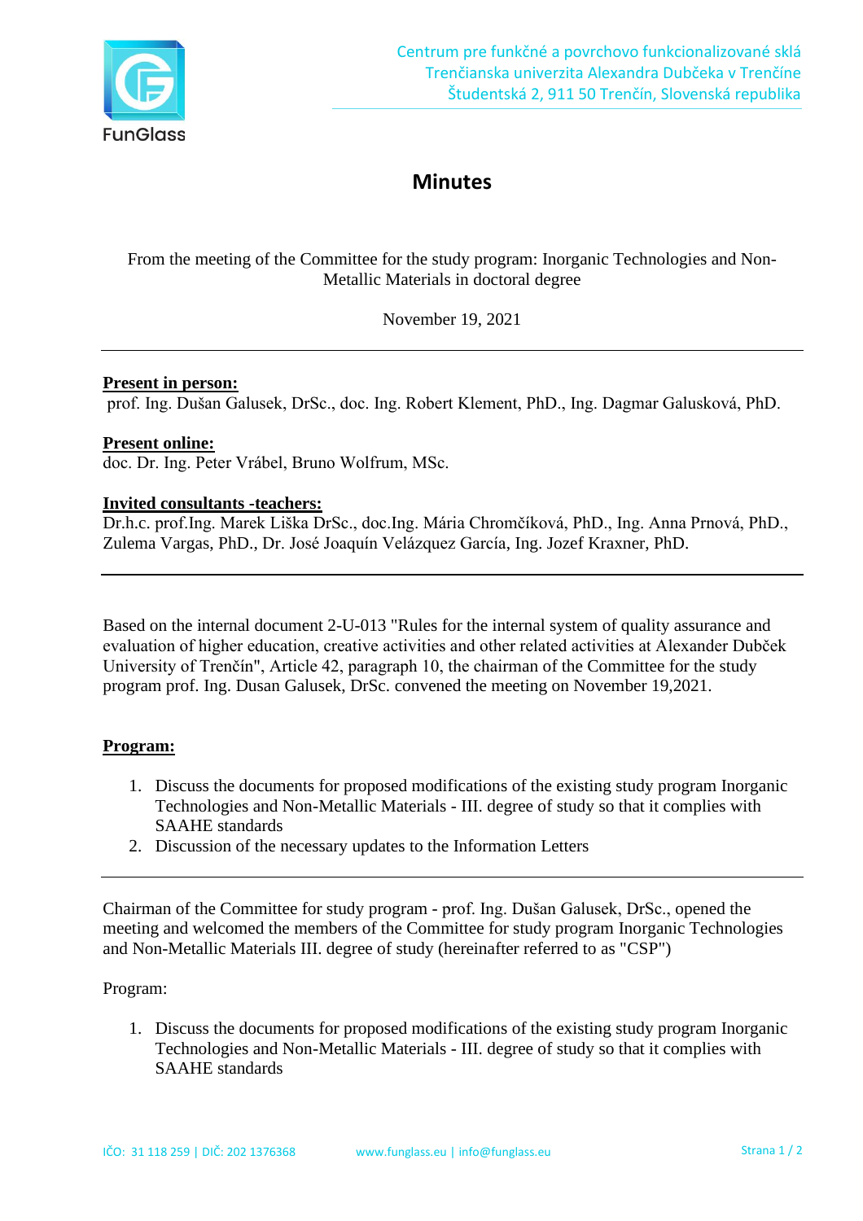# Minutes

From the meeting of the Committee for the study program: Inorganic Technologies and Non-Metallic Materials in doctoral degree

November 19, 2021

---

**Present in person:**
prof. Ing. Dušan Galusek, DrSc., doc. Ing. Robert Klement, PhD., Ing. Dagmar Galusková, PhD.

**Present online:**
doc. Dr. Ing. Peter Vrábel, Bruno Wolfrum, MSc.

**Invited consultants -teachers:**
Dr.h.c. prof.Ing. Marek Liška DrSc., doc.Ing. Mária Chromčíková, PhD., Ing. Anna Prnová, PhD., Zulema Vargas, PhD., Dr. José Joaquín Velázquez García, Ing. Jozef Kraxner, PhD.

---

Based on the internal document 2-U-013 "Rules for the internal system of quality assurance and evaluation of higher education, creative activities and other related activities at Alexander Dubček University of Trenčín", Article 42, paragraph 10, the chairman of the Committee for the study program prof. Ing. Dusan Galusek, DrSc. convened the meeting on November 19,2021.

**Program:**

1. Discuss the documents for proposed modifications of the existing study program Inorganic Technologies and Non-Metallic Materials - III. degree of study so that it complies with SAAHE standards
2. Discussion of the necessary updates to the Information Letters

---

Chairman of the Committee for study program - prof. Ing. Dušan Galusek, DrSc., opened the meeting and welcomed the members of the Committee for study program Inorganic Technologies and Non-Metallic Materials III. degree of study (hereinafter referred to as "CSP")

Program:

1. Discuss the documents for proposed modifications of the existing study program Inorganic Technologies and Non-Metallic Materials - III. degree of study so that it complies with SAAHE standards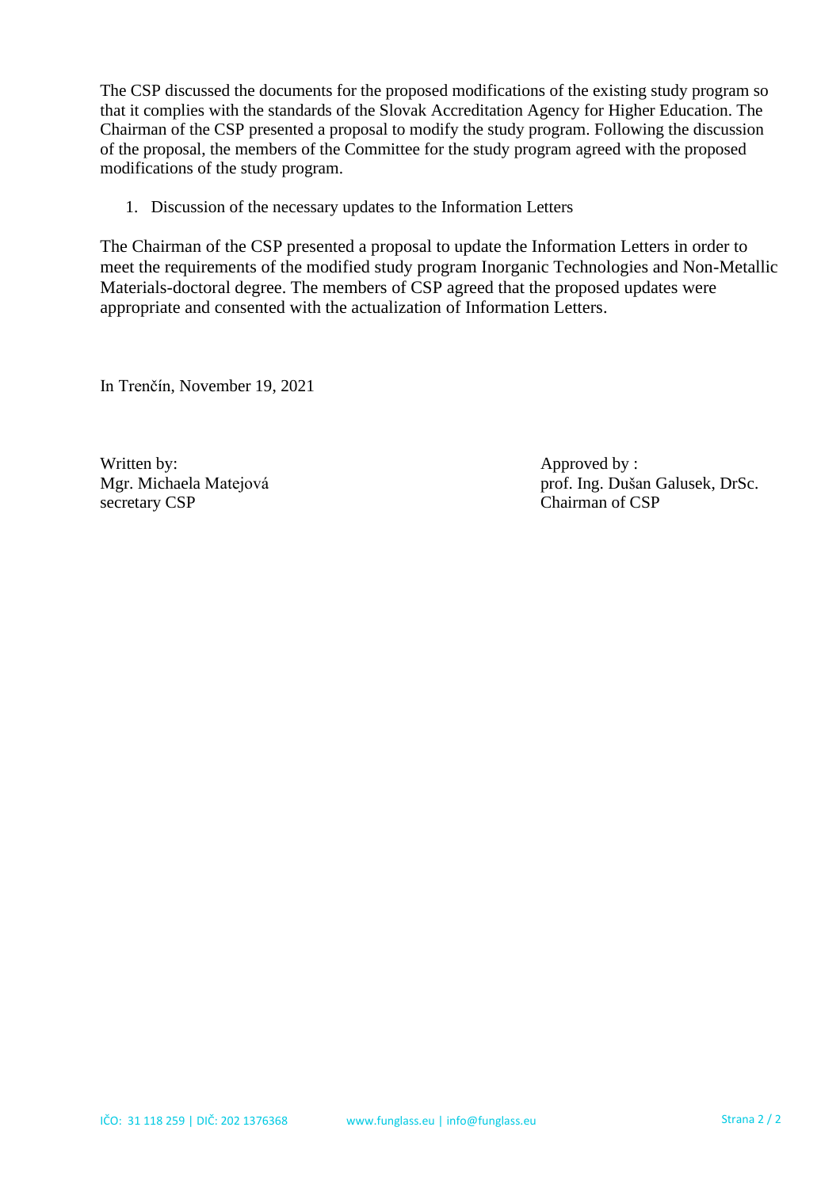The CSP discussed the documents for the proposed modifications of the existing study program so that it complies with the standards of the Slovak Accreditation Agency for Higher Education. The Chairman of the CSP presented a proposal to modify the study program. Following the discussion of the proposal, the members of the Committee for the study program agreed with the proposed modifications of the study program.

1. Discussion of the necessary updates to the Information Letters

The Chairman of the CSP presented a proposal to update the Information Letters in order to meet the requirements of the modified study program Inorganic Technologies and Non-Metallic Materials-doctoral degree. The members of CSP agreed that the proposed updates were appropriate and consented with the actualization of Information Letters.

In Trenčín, November 19, 2021

Written by:
Mgr. Michaela Matejová
secretary CSP

Approved by :
prof. Ing. Dušan Galusek, DrSc.
Chairman of CSP

IČO: 31 118 259 | DIČ: 202 1376368    www.funglass.eu | info@funglass.eu